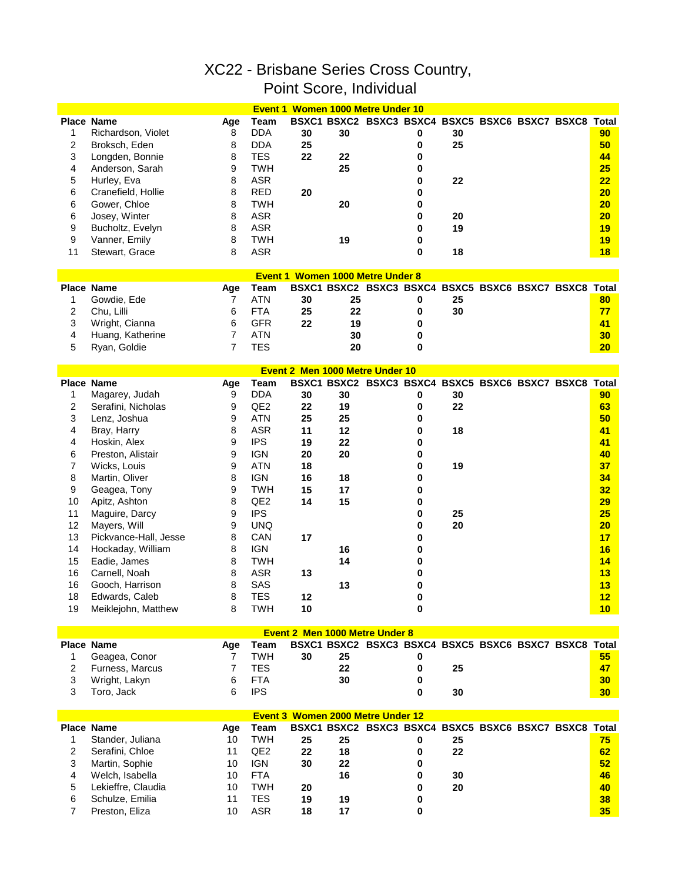# XC22 - Brisbane Series Cross Country, Point Score, Individual

## Event 1 Women 1000 Metre Under 10

| Place | Name | Age | Team | BSXC1 | BSXC2 | BSXC3 | BSXC4 | BSXC5 | BSXC6 | BSXC7 | BSXC8 | Total |
|---|---|---|---|---|---|---|---|---|---|---|---|---|
| 1 | Richardson, Violet | 8 | DDA | 30 | 30 | | 0 | 30 | | | | 90 |
| 2 | Broksch, Eden | 8 | DDA | 25 | | | 0 | 25 | | | | 50 |
| 3 | Longden, Bonnie | 8 | TES | 22 | 22 | | 0 | | | | | 44 |
| 4 | Anderson, Sarah | 9 | TWH | | 25 | | 0 | | | | | 25 |
| 5 | Hurley, Eva | 8 | ASR | | | | 0 | 22 | | | | 22 |
| 6 | Cranefield, Hollie | 8 | RED | 20 | | | 0 | | | | | 20 |
| 6 | Gower, Chloe | 8 | TWH | | 20 | | 0 | | | | | 20 |
| 6 | Josey, Winter | 8 | ASR | | | | 0 | 20 | | | | 20 |
| 9 | Bucholtz, Evelyn | 8 | ASR | | | | 0 | 19 | | | | 19 |
| 9 | Vanner, Emily | 8 | TWH | | 19 | | 0 | | | | | 19 |
| 11 | Stewart, Grace | 8 | ASR | | | | 0 | 18 | | | | 18 |

## Event 1 Women 1000 Metre Under 8

| Place | Name | Age | Team | BSXC1 | BSXC2 | BSXC3 | BSXC4 | BSXC5 | BSXC6 | BSXC7 | BSXC8 | Total |
|---|---|---|---|---|---|---|---|---|---|---|---|---|
| 1 | Gowdie, Ede | 7 | ATN | 30 | 25 | | 0 | 25 | | | | 80 |
| 2 | Chu, Lilli | 6 | FTA | 25 | 22 | | 0 | 30 | | | | 77 |
| 3 | Wright, Cianna | 6 | GFR | 22 | 19 | | 0 | | | | | 41 |
| 4 | Huang, Katherine | 7 | ATN | | 30 | | 0 | | | | | 30 |
| 5 | Ryan, Goldie | 7 | TES | | 20 | | 0 | | | | | 20 |

## Event 2 Men 1000 Metre Under 10

| Place | Name | Age | Team | BSXC1 | BSXC2 | BSXC3 | BSXC4 | BSXC5 | BSXC6 | BSXC7 | BSXC8 | Total |
|---|---|---|---|---|---|---|---|---|---|---|---|---|
| 1 | Magarey, Judah | 9 | DDA | 30 | 30 | | 0 | 30 | | | | 90 |
| 2 | Serafini, Nicholas | 9 | QE2 | 22 | 19 | | 0 | 22 | | | | 63 |
| 3 | Lenz, Joshua | 9 | ATN | 25 | 25 | | 0 | | | | | 50 |
| 4 | Bray, Harry | 8 | ASR | 11 | 12 | | 0 | 18 | | | | 41 |
| 4 | Hoskin, Alex | 9 | IPS | 19 | 22 | | 0 | | | | | 41 |
| 6 | Preston, Alistair | 9 | IGN | 20 | 20 | | 0 | | | | | 40 |
| 7 | Wicks, Louis | 9 | ATN | 18 | | | 0 | 19 | | | | 37 |
| 8 | Martin, Oliver | 8 | IGN | 16 | 18 | | 0 | | | | | 34 |
| 9 | Geagea, Tony | 9 | TWH | 15 | 17 | | 0 | | | | | 32 |
| 10 | Apitz, Ashton | 8 | QE2 | 14 | 15 | | 0 | | | | | 29 |
| 11 | Maguire, Darcy | 9 | IPS | | | | 0 | 25 | | | | 25 |
| 12 | Mayers, Will | 9 | UNQ | | | | 0 | 20 | | | | 20 |
| 13 | Pickvance-Hall, Jesse | 8 | CAN | 17 | | | 0 | | | | | 17 |
| 14 | Hockaday, William | 8 | IGN | | 16 | | 0 | | | | | 16 |
| 15 | Eadie, James | 8 | TWH | | 14 | | 0 | | | | | 14 |
| 16 | Carnell, Noah | 8 | ASR | 13 | | | 0 | | | | | 13 |
| 16 | Gooch, Harrison | 8 | SAS | | 13 | | 0 | | | | | 13 |
| 18 | Edwards, Caleb | 8 | TES | 12 | | | 0 | | | | | 12 |
| 19 | Meiklejohn, Matthew | 8 | TWH | 10 | | | 0 | | | | | 10 |

## Event 2 Men 1000 Metre Under 8

| Place | Name | Age | Team | BSXC1 | BSXC2 | BSXC3 | BSXC4 | BSXC5 | BSXC6 | BSXC7 | BSXC8 | Total |
|---|---|---|---|---|---|---|---|---|---|---|---|---|
| 1 | Geagea, Conor | 7 | TWH | 30 | 25 | | 0 | | | | | 55 |
| 2 | Furness, Marcus | 7 | TES | | 22 | | 0 | 25 | | | | 47 |
| 3 | Wright, Lakyn | 6 | FTA | | 30 | | 0 | | | | | 30 |
| 3 | Toro, Jack | 6 | IPS | | | | 0 | 30 | | | | 30 |

## Event 3 Women 2000 Metre Under 12

| Place | Name | Age | Team | BSXC1 | BSXC2 | BSXC3 | BSXC4 | BSXC5 | BSXC6 | BSXC7 | BSXC8 | Total |
|---|---|---|---|---|---|---|---|---|---|---|---|---|
| 1 | Stander, Juliana | 10 | TWH | 25 | 25 | | 0 | 25 | | | | 75 |
| 2 | Serafini, Chloe | 11 | QE2 | 22 | 18 | | 0 | 22 | | | | 62 |
| 3 | Martin, Sophie | 10 | IGN | 30 | 22 | | 0 | | | | | 52 |
| 4 | Welch, Isabella | 10 | FTA | | 16 | | 0 | 30 | | | | 46 |
| 5 | Lekieffre, Claudia | 10 | TWH | 20 | | | 0 | 20 | | | | 40 |
| 6 | Schulze, Emilia | 11 | TES | 19 | 19 | | 0 | | | | | 38 |
| 7 | Preston, Eliza | 10 | ASR | 18 | 17 | | 0 | | | | | 35 |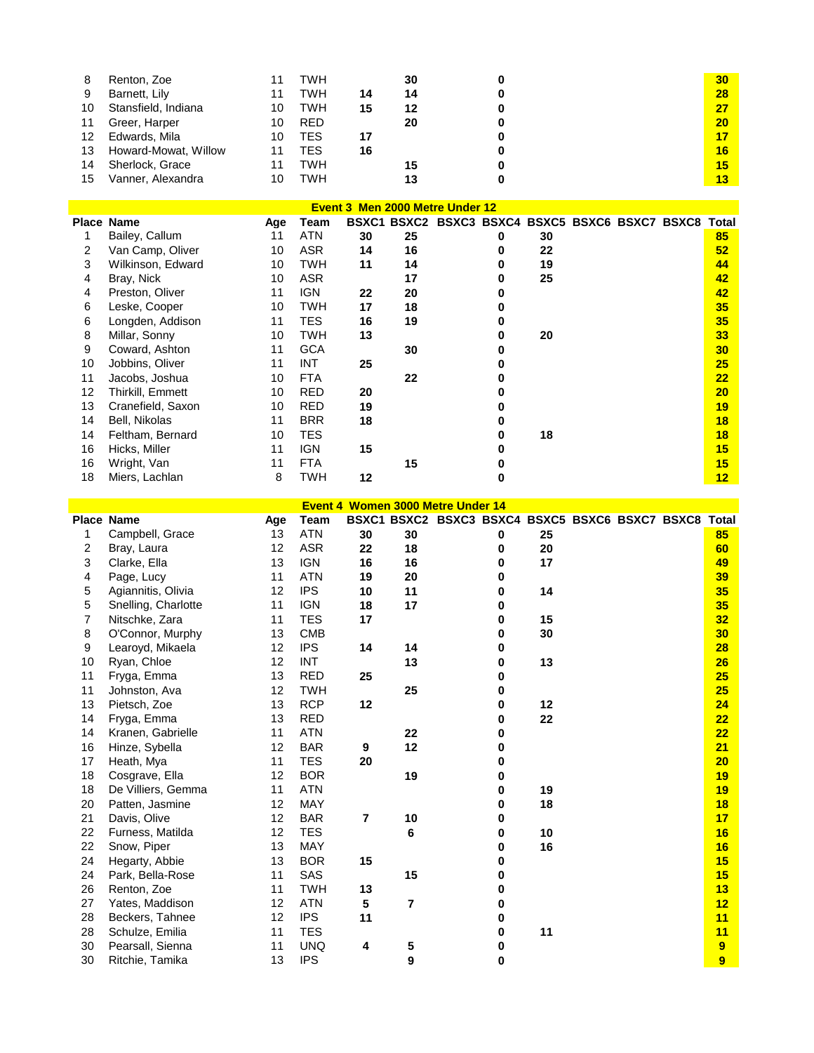| Place | Name | Age | Team | BSXC1 | BSXC2 | BSXC3 | BSXC4 | BSXC5 | BSXC6 | BSXC7 | BSXC8 | Total |
|---|---|---|---|---|---|---|---|---|---|---|---|---|
| 8 | Renton, Zoe | 11 | TWH | | 30 | | 0 | | | | | 30 |
| 9 | Barnett, Lily | 11 | TWH | 14 | 14 | | 0 | | | | | 28 |
| 10 | Stansfield, Indiana | 10 | TWH | 15 | 12 | | 0 | | | | | 27 |
| 11 | Greer, Harper | 10 | RED | | 20 | | 0 | | | | | 20 |
| 12 | Edwards, Mila | 10 | TES | 17 | | | 0 | | | | | 17 |
| 13 | Howard-Mowat, Willow | 11 | TES | 16 | | | 0 | | | | | 16 |
| 14 | Sherlock, Grace | 11 | TWH | | 15 | | 0 | | | | | 15 |
| 15 | Vanner, Alexandra | 10 | TWH | | 13 | | 0 | | | | | 13 |

## Event 3 Men 2000 Metre Under 12

| Place | Name | Age | Team | BSXC1 | BSXC2 | BSXC3 | BSXC4 | BSXC5 | BSXC6 | BSXC7 | BSXC8 | Total |
|---|---|---|---|---|---|---|---|---|---|---|---|---|
| 1 | Bailey, Callum | 11 | ATN | 30 | 25 | | 0 | 30 | | | | 85 |
| 2 | Van Camp, Oliver | 10 | ASR | 14 | 16 | | 0 | 22 | | | | 52 |
| 3 | Wilkinson, Edward | 10 | TWH | 11 | 14 | | 0 | 19 | | | | 44 |
| 4 | Bray, Nick | 10 | ASR | | 17 | | 0 | 25 | | | | 42 |
| 4 | Preston, Oliver | 11 | IGN | 22 | 20 | | 0 | | | | | 42 |
| 6 | Leske, Cooper | 10 | TWH | 17 | 18 | | 0 | | | | | 35 |
| 6 | Longden, Addison | 11 | TES | 16 | 19 | | 0 | | | | | 35 |
| 8 | Millar, Sonny | 10 | TWH | 13 | | | 0 | 20 | | | | 33 |
| 9 | Coward, Ashton | 11 | GCA | | 30 | | 0 | | | | | 30 |
| 10 | Jobbins, Oliver | 11 | INT | 25 | | | 0 | | | | | 25 |
| 11 | Jacobs, Joshua | 10 | FTA | | 22 | | 0 | | | | | 22 |
| 12 | Thirkill, Emmett | 10 | RED | 20 | | | 0 | | | | | 20 |
| 13 | Cranefield, Saxon | 10 | RED | 19 | | | 0 | | | | | 19 |
| 14 | Bell, Nikolas | 11 | BRR | 18 | | | 0 | | | | | 18 |
| 14 | Feltham, Bernard | 10 | TES | | | | 0 | 18 | | | | 18 |
| 16 | Hicks, Miller | 11 | IGN | 15 | | | 0 | | | | | 15 |
| 16 | Wright, Van | 11 | FTA | | 15 | | 0 | | | | | 15 |
| 18 | Miers, Lachlan | 8 | TWH | 12 | | | 0 | | | | | 12 |

## Event 4 Women 3000 Metre Under 14

| Place | Name | Age | Team | BSXC1 | BSXC2 | BSXC3 | BSXC4 | BSXC5 | BSXC6 | BSXC7 | BSXC8 | Total |
|---|---|---|---|---|---|---|---|---|---|---|---|---|
| 1 | Campbell, Grace | 13 | ATN | 30 | 30 | | 0 | 25 | | | | 85 |
| 2 | Bray, Laura | 12 | ASR | 22 | 18 | | 0 | 20 | | | | 60 |
| 3 | Clarke, Ella | 13 | IGN | 16 | 16 | | 0 | 17 | | | | 49 |
| 4 | Page, Lucy | 11 | ATN | 19 | 20 | | 0 | | | | | 39 |
| 5 | Agiannitis, Olivia | 12 | IPS | 10 | 11 | | 0 | 14 | | | | 35 |
| 5 | Snelling, Charlotte | 11 | IGN | 18 | 17 | | 0 | | | | | 35 |
| 7 | Nitschke, Zara | 11 | TES | 17 | | | 0 | 15 | | | | 32 |
| 8 | O'Connor, Murphy | 13 | CMB | | | | 0 | 30 | | | | 30 |
| 9 | Learoyd, Mikaela | 12 | IPS | 14 | 14 | | 0 | | | | | 28 |
| 10 | Ryan, Chloe | 12 | INT | | 13 | | 0 | 13 | | | | 26 |
| 11 | Fryga, Emma | 13 | RED | 25 | | | 0 | | | | | 25 |
| 11 | Johnston, Ava | 12 | TWH | | 25 | | 0 | | | | | 25 |
| 13 | Pietsch, Zoe | 13 | RCP | 12 | | | 0 | 12 | | | | 24 |
| 14 | Fryga, Emma | 13 | RED | | | | 0 | 22 | | | | 22 |
| 14 | Kranen, Gabrielle | 11 | ATN | | 22 | | 0 | | | | | 22 |
| 16 | Hinze, Sybella | 12 | BAR | 9 | 12 | | 0 | | | | | 21 |
| 17 | Heath, Mya | 11 | TES | 20 | | | 0 | | | | | 20 |
| 18 | Cosgrave, Ella | 12 | BOR | | 19 | | 0 | | | | | 19 |
| 18 | De Villiers, Gemma | 11 | ATN | | | | 0 | 19 | | | | 19 |
| 20 | Patten, Jasmine | 12 | MAY | | | | 0 | 18 | | | | 18 |
| 21 | Davis, Olive | 12 | BAR | 7 | 10 | | 0 | | | | | 17 |
| 22 | Furness, Matilda | 12 | TES | | 6 | | 0 | 10 | | | | 16 |
| 22 | Snow, Piper | 13 | MAY | | | | 0 | 16 | | | | 16 |
| 24 | Hegarty, Abbie | 13 | BOR | 15 | | | 0 | | | | | 15 |
| 24 | Park, Bella-Rose | 11 | SAS | | 15 | | 0 | | | | | 15 |
| 26 | Renton, Zoe | 11 | TWH | 13 | | | 0 | | | | | 13 |
| 27 | Yates, Maddison | 12 | ATN | 5 | 7 | | 0 | | | | | 12 |
| 28 | Beckers, Tahnee | 12 | IPS | 11 | | | 0 | | | | | 11 |
| 28 | Schulze, Emilia | 11 | TES | | | | 0 | 11 | | | | 11 |
| 30 | Pearsall, Sienna | 11 | UNQ | 4 | 5 | | 0 | | | | | 9 |
| 30 | Ritchie, Tamika | 13 | IPS | | 9 | | 0 | | | | | 9 |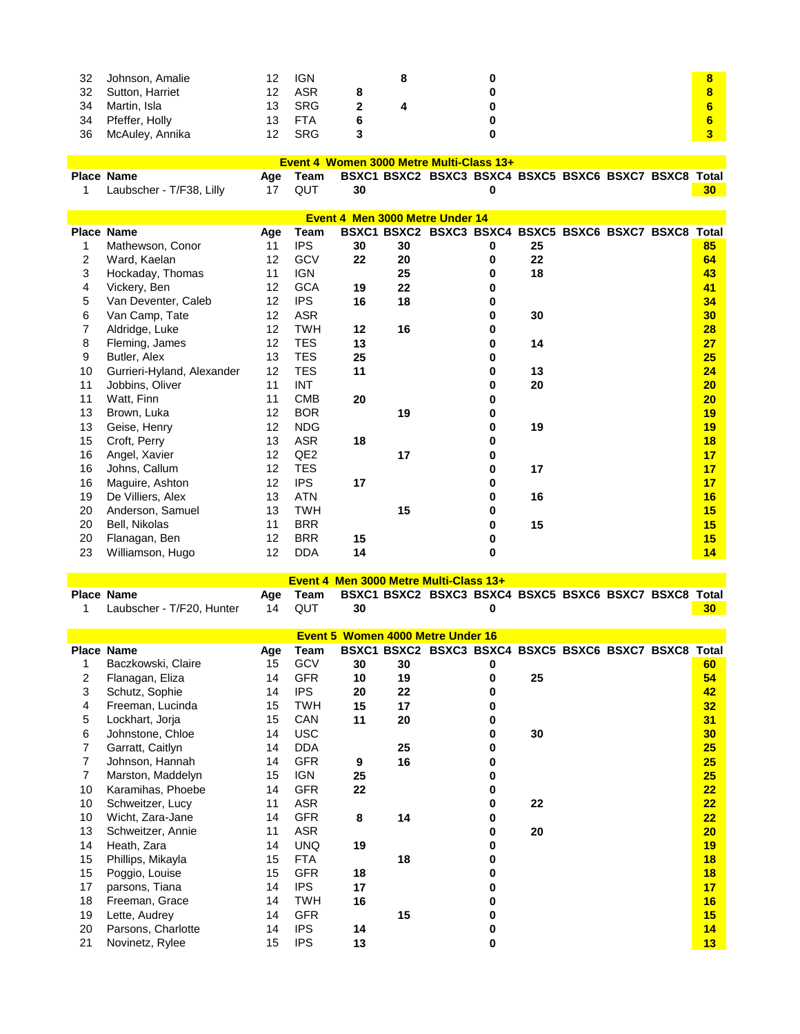| | | | | | | | | | | | | | |
|---|---|---|---|---|---|---|---|---|---|---|---|---|---|
| 32 | Johnson, Amalie | 12 | IGN | | 8 | | 0 | | | | | | 8 |
| 32 | Sutton, Harriet | 12 | ASR | 8 | | | 0 | | | | | | 8 |
| 34 | Martin, Isla | 13 | SRG | 2 | 4 | | 0 | | | | | | 6 |
| 34 | Pfeffer, Holly | 13 | FTA | 6 | | | 0 | | | | | | 6 |
| 36 | McAuley, Annika | 12 | SRG | 3 | | | 0 | | | | | | 3 |

## Event 4 Women 3000 Metre Multi-Class 13+

| Place | Name | Age | Team | BSXC1 | BSXC2 | BSXC3 | BSXC4 | BSXC5 | BSXC6 | BSXC7 | BSXC8 | Total |
|---|---|---|---|---|---|---|---|---|---|---|---|---|
| 1 | Laubscher - T/F38, Lilly | 17 | QUT | 30 | | | 0 | | | | | 30 |

## Event 4 Men 3000 Metre Under 14

| Place | Name | Age | Team | BSXC1 | BSXC2 | BSXC3 | BSXC4 | BSXC5 | BSXC6 | BSXC7 | BSXC8 | Total |
|---|---|---|---|---|---|---|---|---|---|---|---|---|
| 1 | Mathewson, Conor | 11 | IPS | 30 | 30 | | 0 | 25 | | | | 85 |
| 2 | Ward, Kaelan | 12 | GCV | 22 | 20 | | 0 | 22 | | | | 64 |
| 3 | Hockaday, Thomas | 11 | IGN | | 25 | | 0 | 18 | | | | 43 |
| 4 | Vickery, Ben | 12 | GCA | 19 | 22 | | 0 | | | | | 41 |
| 5 | Van Deventer, Caleb | 12 | IPS | 16 | 18 | | 0 | | | | | 34 |
| 6 | Van Camp, Tate | 12 | ASR | | | | 0 | 30 | | | | 30 |
| 7 | Aldridge, Luke | 12 | TWH | 12 | 16 | | 0 | | | | | 28 |
| 8 | Fleming, James | 12 | TES | 13 | | | 0 | 14 | | | | 27 |
| 9 | Butler, Alex | 13 | TES | 25 | | | 0 | | | | | 25 |
| 10 | Gurrieri-Hyland, Alexander | 12 | TES | 11 | | | 0 | 13 | | | | 24 |
| 11 | Jobbins, Oliver | 11 | INT | | | | 0 | 20 | | | | 20 |
| 11 | Watt, Finn | 11 | CMB | 20 | | | 0 | | | | | 20 |
| 13 | Brown, Luka | 12 | BOR | | 19 | | 0 | | | | | 19 |
| 13 | Geise, Henry | 12 | NDG | | | | 0 | 19 | | | | 19 |
| 15 | Croft, Perry | 13 | ASR | 18 | | | 0 | | | | | 18 |
| 16 | Angel, Xavier | 12 | QE2 | | 17 | | 0 | | | | | 17 |
| 16 | Johns, Callum | 12 | TES | | | | 0 | 17 | | | | 17 |
| 16 | Maguire, Ashton | 12 | IPS | 17 | | | 0 | | | | | 17 |
| 19 | De Villiers, Alex | 13 | ATN | | | | 0 | 16 | | | | 16 |
| 20 | Anderson, Samuel | 13 | TWH | | 15 | | 0 | | | | | 15 |
| 20 | Bell, Nikolas | 11 | BRR | | | | 0 | 15 | | | | 15 |
| 20 | Flanagan, Ben | 12 | BRR | 15 | | | 0 | | | | | 15 |
| 23 | Williamson, Hugo | 12 | DDA | 14 | | | 0 | | | | | 14 |

## Event 4 Men 3000 Metre Multi-Class 13+

| Place | Name | Age | Team | BSXC1 | BSXC2 | BSXC3 | BSXC4 | BSXC5 | BSXC6 | BSXC7 | BSXC8 | Total |
|---|---|---|---|---|---|---|---|---|---|---|---|---|
| 1 | Laubscher - T/F20, Hunter | 14 | QUT | 30 | | | 0 | | | | | 30 |

## Event 5 Women 4000 Metre Under 16

| Place | Name | Age | Team | BSXC1 | BSXC2 | BSXC3 | BSXC4 | BSXC5 | BSXC6 | BSXC7 | BSXC8 | Total |
|---|---|---|---|---|---|---|---|---|---|---|---|---|
| 1 | Baczkowski, Claire | 15 | GCV | 30 | 30 | | 0 | | | | | 60 |
| 2 | Flanagan, Eliza | 14 | GFR | 10 | 19 | | 0 | 25 | | | | 54 |
| 3 | Schutz, Sophie | 14 | IPS | 20 | 22 | | 0 | | | | | 42 |
| 4 | Freeman, Lucinda | 15 | TWH | 15 | 17 | | 0 | | | | | 32 |
| 5 | Lockhart, Jorja | 15 | CAN | 11 | 20 | | 0 | | | | | 31 |
| 6 | Johnstone, Chloe | 14 | USC | | | | 0 | 30 | | | | 30 |
| 7 | Garratt, Caitlyn | 14 | DDA | | 25 | | 0 | | | | | 25 |
| 7 | Johnson, Hannah | 14 | GFR | 9 | 16 | | 0 | | | | | 25 |
| 7 | Marston, Maddelyn | 15 | IGN | 25 | | | 0 | | | | | 25 |
| 10 | Karamihas, Phoebe | 14 | GFR | 22 | | | 0 | | | | | 22 |
| 10 | Schweitzer, Lucy | 11 | ASR | | | | 0 | 22 | | | | 22 |
| 10 | Wicht, Zara-Jane | 14 | GFR | 8 | 14 | | 0 | | | | | 22 |
| 13 | Schweitzer, Annie | 11 | ASR | | | | 0 | 20 | | | | 20 |
| 14 | Heath, Zara | 14 | UNQ | 19 | | | 0 | | | | | 19 |
| 15 | Phillips, Mikayla | 15 | FTA | | 18 | | 0 | | | | | 18 |
| 15 | Poggio, Louise | 15 | GFR | 18 | | | 0 | | | | | 18 |
| 17 | parsons, Tiana | 14 | IPS | 17 | | | 0 | | | | | 17 |
| 18 | Freeman, Grace | 14 | TWH | 16 | | | 0 | | | | | 16 |
| 19 | Lette, Audrey | 14 | GFR | | 15 | | 0 | | | | | 15 |
| 20 | Parsons, Charlotte | 14 | IPS | 14 | | | 0 | | | | | 14 |
| 21 | Novinetz, Rylee | 15 | IPS | 13 | | | 0 | | | | | 13 |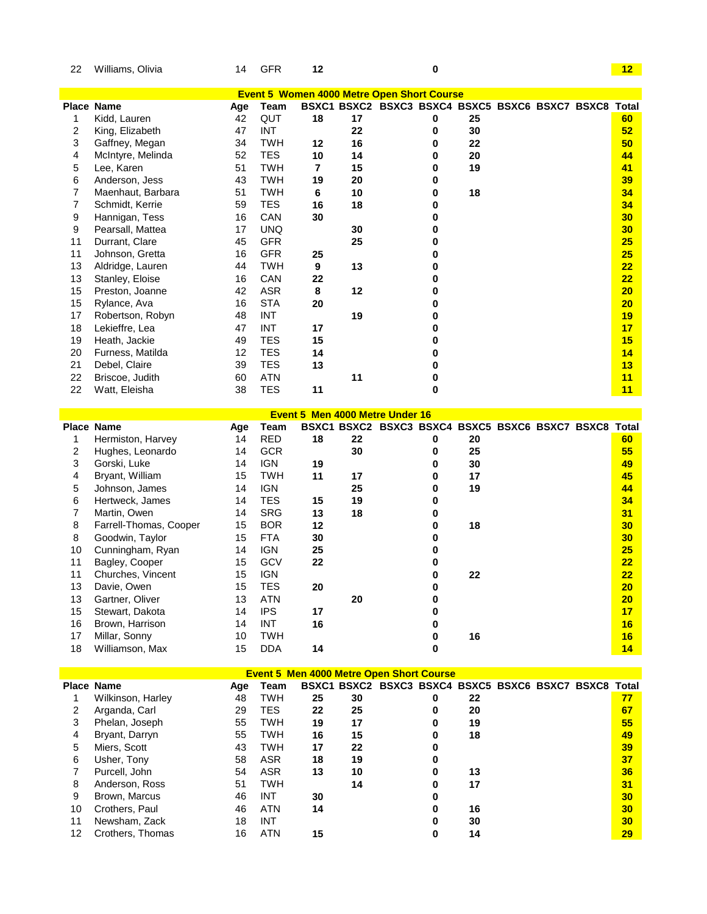| Place | Name | Age | Team | BSXC1 | BSXC2 | BSXC3 | BSXC4 | BSXC5 | BSXC6 | BSXC7 | BSXC8 | Total |
|---|---|---|---|---|---|---|---|---|---|---|---|---|
| 22 | Williams, Olivia | 14 | GFR | 12 | | | 0 | | | | | 12 |

## Event 5 Women 4000 Metre Open Short Course

| Place | Name | Age | Team | BSXC1 | BSXC2 | BSXC3 | BSXC4 | BSXC5 | BSXC6 | BSXC7 | BSXC8 | Total |
|---|---|---|---|---|---|---|---|---|---|---|---|---|
| 1 | Kidd, Lauren | 42 | QUT | 18 | 17 | | 0 | 25 | | | | 60 |
| 2 | King, Elizabeth | 47 | INT | | 22 | | 0 | 30 | | | | 52 |
| 3 | Gaffney, Megan | 34 | TWH | 12 | 16 | | 0 | 22 | | | | 50 |
| 4 | McIntyre, Melinda | 52 | TES | 10 | 14 | | 0 | 20 | | | | 44 |
| 5 | Lee, Karen | 51 | TWH | 7 | 15 | | 0 | 19 | | | | 41 |
| 6 | Anderson, Jess | 43 | TWH | 19 | 20 | | 0 | | | | | 39 |
| 7 | Maenhaut, Barbara | 51 | TWH | 6 | 10 | | 0 | 18 | | | | 34 |
| 7 | Schmidt, Kerrie | 59 | TES | 16 | 18 | | 0 | | | | | 34 |
| 9 | Hannigan, Tess | 16 | CAN | 30 | | | 0 | | | | | 30 |
| 9 | Pearsall, Mattea | 17 | UNQ | | 30 | | 0 | | | | | 30 |
| 11 | Durrant, Clare | 45 | GFR | | 25 | | 0 | | | | | 25 |
| 11 | Johnson, Gretta | 16 | GFR | 25 | | | 0 | | | | | 25 |
| 13 | Aldridge, Lauren | 44 | TWH | 9 | 13 | | 0 | | | | | 22 |
| 13 | Stanley, Eloise | 16 | CAN | 22 | | | 0 | | | | | 22 |
| 15 | Preston, Joanne | 42 | ASR | 8 | 12 | | 0 | | | | | 20 |
| 15 | Rylance, Ava | 16 | STA | 20 | | | 0 | | | | | 20 |
| 17 | Robertson, Robyn | 48 | INT | | 19 | | 0 | | | | | 19 |
| 18 | Lekieffre, Lea | 47 | INT | 17 | | | 0 | | | | | 17 |
| 19 | Heath, Jackie | 49 | TES | 15 | | | 0 | | | | | 15 |
| 20 | Furness, Matilda | 12 | TES | 14 | | | 0 | | | | | 14 |
| 21 | Debel, Claire | 39 | TES | 13 | | | 0 | | | | | 13 |
| 22 | Briscoe, Judith | 60 | ATN | | 11 | | 0 | | | | | 11 |
| 22 | Watt, Eleisha | 38 | TES | 11 | | | 0 | | | | | 11 |

## Event 5 Men 4000 Metre Under 16

| Place | Name | Age | Team | BSXC1 | BSXC2 | BSXC3 | BSXC4 | BSXC5 | BSXC6 | BSXC7 | BSXC8 | Total |
|---|---|---|---|---|---|---|---|---|---|---|---|---|
| 1 | Hermiston, Harvey | 14 | RED | 18 | 22 | | 0 | 20 | | | | 60 |
| 2 | Hughes, Leonardo | 14 | GCR | | 30 | | 0 | 25 | | | | 55 |
| 3 | Gorski, Luke | 14 | IGN | 19 | | | 0 | 30 | | | | 49 |
| 4 | Bryant, William | 15 | TWH | 11 | 17 | | 0 | 17 | | | | 45 |
| 5 | Johnson, James | 14 | IGN | | 25 | | 0 | 19 | | | | 44 |
| 6 | Hertweck, James | 14 | TES | 15 | 19 | | 0 | | | | | 34 |
| 7 | Martin, Owen | 14 | SRG | 13 | 18 | | 0 | | | | | 31 |
| 8 | Farrell-Thomas, Cooper | 15 | BOR | 12 | | | 0 | 18 | | | | 30 |
| 8 | Goodwin, Taylor | 15 | FTA | 30 | | | 0 | | | | | 30 |
| 10 | Cunningham, Ryan | 14 | IGN | 25 | | | 0 | | | | | 25 |
| 11 | Bagley, Cooper | 15 | GCV | 22 | | | 0 | | | | | 22 |
| 11 | Churches, Vincent | 15 | IGN | | | | 0 | 22 | | | | 22 |
| 13 | Davie, Owen | 15 | TES | 20 | | | 0 | | | | | 20 |
| 13 | Gartner, Oliver | 13 | ATN | | 20 | | 0 | | | | | 20 |
| 15 | Stewart, Dakota | 14 | IPS | 17 | | | 0 | | | | | 17 |
| 16 | Brown, Harrison | 14 | INT | 16 | | | 0 | | | | | 16 |
| 17 | Millar, Sonny | 10 | TWH | | | | 0 | 16 | | | | 16 |
| 18 | Williamson, Max | 15 | DDA | 14 | | | 0 | | | | | 14 |

## Event 5 Men 4000 Metre Open Short Course

| Place | Name | Age | Team | BSXC1 | BSXC2 | BSXC3 | BSXC4 | BSXC5 | BSXC6 | BSXC7 | BSXC8 | Total |
|---|---|---|---|---|---|---|---|---|---|---|---|---|
| 1 | Wilkinson, Harley | 48 | TWH | 25 | 30 | | 0 | 22 | | | | 77 |
| 2 | Arganda, Carl | 29 | TES | 22 | 25 | | 0 | 20 | | | | 67 |
| 3 | Phelan, Joseph | 55 | TWH | 19 | 17 | | 0 | 19 | | | | 55 |
| 4 | Bryant, Darryn | 55 | TWH | 16 | 15 | | 0 | 18 | | | | 49 |
| 5 | Miers, Scott | 43 | TWH | 17 | 22 | | 0 | | | | | 39 |
| 6 | Usher, Tony | 58 | ASR | 18 | 19 | | 0 | | | | | 37 |
| 7 | Purcell, John | 54 | ASR | 13 | 10 | | 0 | 13 | | | | 36 |
| 8 | Anderson, Ross | 51 | TWH | | 14 | | 0 | 17 | | | | 31 |
| 9 | Brown, Marcus | 46 | INT | 30 | | | 0 | | | | | 30 |
| 10 | Crothers, Paul | 46 | ATN | 14 | | | 0 | 16 | | | | 30 |
| 11 | Newsham, Zack | 18 | INT | | | | 0 | 30 | | | | 30 |
| 12 | Crothers, Thomas | 16 | ATN | 15 | | | 0 | 14 | | | | 29 |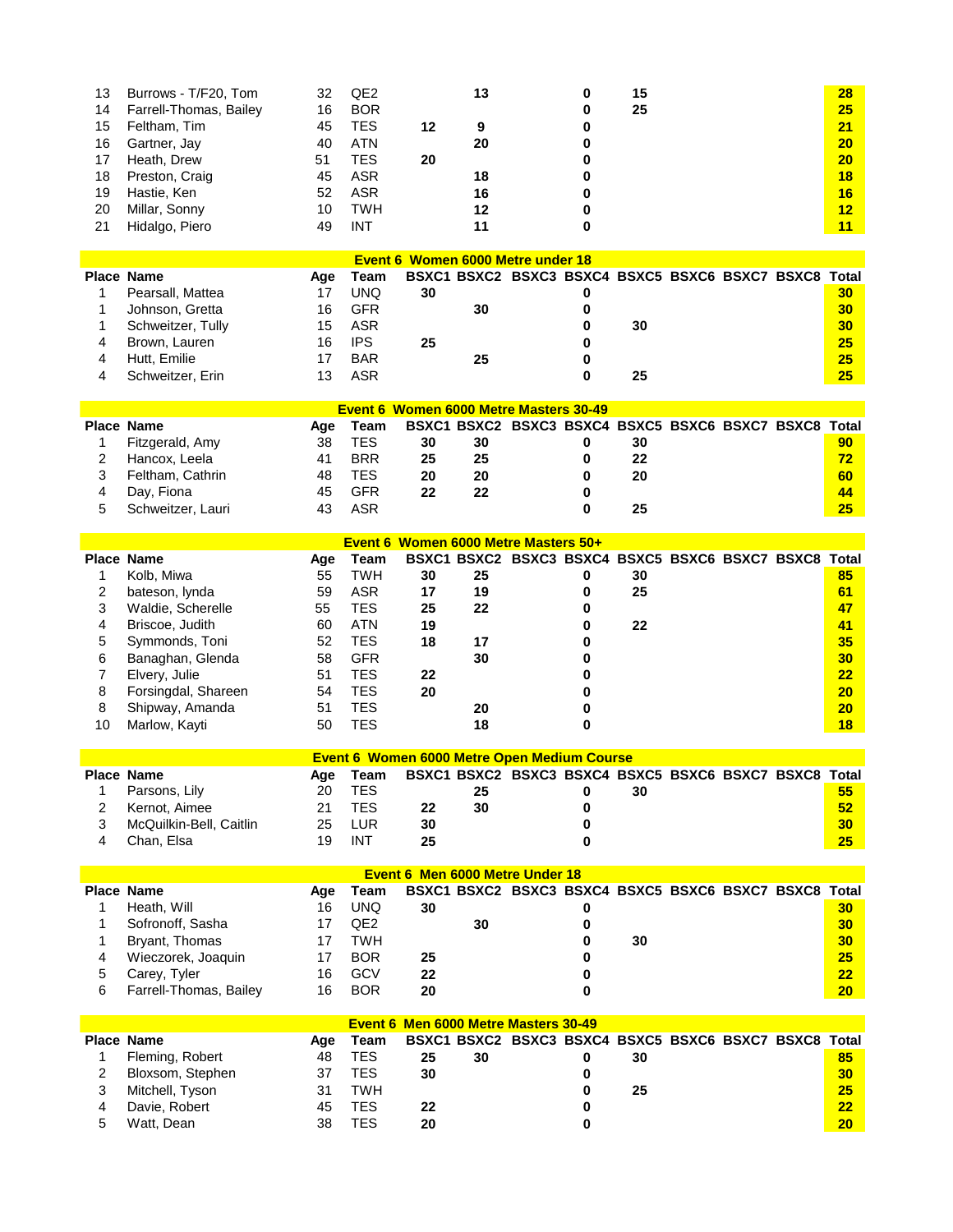| | | | | | | | | | | | | |
|---|---|---|---|---|---|---|---|---|---|---|---|---|
| 13 | Burrows - T/F20, Tom | 32 | QE2 | | 13 | | 0 | 15 | | | | 28 |
| 14 | Farrell-Thomas, Bailey | 16 | BOR | | | | 0 | 25 | | | | 25 |
| 15 | Feltham, Tim | 45 | TES | 12 | 9 | | 0 | | | | | 21 |
| 16 | Gartner, Jay | 40 | ATN | | 20 | | 0 | | | | | 20 |
| 17 | Heath, Drew | 51 | TES | 20 | | | 0 | | | | | 20 |
| 18 | Preston, Craig | 45 | ASR | | 18 | | 0 | | | | | 18 |
| 19 | Hastie, Ken | 52 | ASR | | 16 | | 0 | | | | | 16 |
| 20 | Millar, Sonny | 10 | TWH | | 12 | | 0 | | | | | 12 |
| 21 | Hidalgo, Piero | 49 | INT | | 11 | | 0 | | | | | 11 |

**Event 6 Women 6000 Metre under 18**

| Place | Name | Age | Team | BSXC1 | BSXC2 | BSXC3 | BSXC4 | BSXC5 | BSXC6 | BSXC7 | BSXC8 | Total |
|---|---|---|---|---|---|---|---|---|---|---|---|---|
| 1 | Pearsall, Mattea | 17 | UNQ | 30 | | | 0 | | | | | 30 |
| 1 | Johnson, Gretta | 16 | GFR | | 30 | | 0 | | | | | 30 |
| 1 | Schweitzer, Tully | 15 | ASR | | | | 0 | 30 | | | | 30 |
| 4 | Brown, Lauren | 16 | IPS | 25 | | | 0 | | | | | 25 |
| 4 | Hutt, Emilie | 17 | BAR | | 25 | | 0 | | | | | 25 |
| 4 | Schweitzer, Erin | 13 | ASR | | | | 0 | 25 | | | | 25 |

**Event 6 Women 6000 Metre Masters 30-49**

| Place | Name | Age | Team | BSXC1 | BSXC2 | BSXC3 | BSXC4 | BSXC5 | BSXC6 | BSXC7 | BSXC8 | Total |
|---|---|---|---|---|---|---|---|---|---|---|---|---|
| 1 | Fitzgerald, Amy | 38 | TES | 30 | 30 | | 0 | 30 | | | | 90 |
| 2 | Hancox, Leela | 41 | BRR | 25 | 25 | | 0 | 22 | | | | 72 |
| 3 | Feltham, Cathrin | 48 | TES | 20 | 20 | | 0 | 20 | | | | 60 |
| 4 | Day, Fiona | 45 | GFR | 22 | 22 | | 0 | | | | | 44 |
| 5 | Schweitzer, Lauri | 43 | ASR | | | | 0 | 25 | | | | 25 |

**Event 6 Women 6000 Metre Masters 50+**

| Place | Name | Age | Team | BSXC1 | BSXC2 | BSXC3 | BSXC4 | BSXC5 | BSXC6 | BSXC7 | BSXC8 | Total |
|---|---|---|---|---|---|---|---|---|---|---|---|---|
| 1 | Kolb, Miwa | 55 | TWH | 30 | 25 | | 0 | 30 | | | | 85 |
| 2 | bateson, lynda | 59 | ASR | 17 | 19 | | 0 | 25 | | | | 61 |
| 3 | Waldie, Scherelle | 55 | TES | 25 | 22 | | 0 | | | | | 47 |
| 4 | Briscoe, Judith | 60 | ATN | 19 | | | 0 | 22 | | | | 41 |
| 5 | Symmonds, Toni | 52 | TES | 18 | 17 | | 0 | | | | | 35 |
| 6 | Banaghan, Glenda | 58 | GFR | | 30 | | 0 | | | | | 30 |
| 7 | Elvery, Julie | 51 | TES | 22 | | | 0 | | | | | 22 |
| 8 | Forsingdal, Shareen | 54 | TES | 20 | | | 0 | | | | | 20 |
| 8 | Shipway, Amanda | 51 | TES | | 20 | | 0 | | | | | 20 |
| 10 | Marlow, Kayti | 50 | TES | | 18 | | 0 | | | | | 18 |

**Event 6 Women 6000 Metre Open Medium Course**

| Place | Name | Age | Team | BSXC1 | BSXC2 | BSXC3 | BSXC4 | BSXC5 | BSXC6 | BSXC7 | BSXC8 | Total |
|---|---|---|---|---|---|---|---|---|---|---|---|---|
| 1 | Parsons, Lily | 20 | TES | | 25 | | 0 | 30 | | | | 55 |
| 2 | Kernot, Aimee | 21 | TES | 22 | 30 | | 0 | | | | | 52 |
| 3 | McQuilkin-Bell, Caitlin | 25 | LUR | 30 | | | 0 | | | | | 30 |
| 4 | Chan, Elsa | 19 | INT | 25 | | | 0 | | | | | 25 |

**Event 6 Men 6000 Metre Under 18**

| Place | Name | Age | Team | BSXC1 | BSXC2 | BSXC3 | BSXC4 | BSXC5 | BSXC6 | BSXC7 | BSXC8 | Total |
|---|---|---|---|---|---|---|---|---|---|---|---|---|
| 1 | Heath, Will | 16 | UNQ | 30 | | | 0 | | | | | 30 |
| 1 | Sofronoff, Sasha | 17 | QE2 | | 30 | | 0 | | | | | 30 |
| 1 | Bryant, Thomas | 17 | TWH | | | | 0 | 30 | | | | 30 |
| 4 | Wieczorek, Joaquin | 17 | BOR | 25 | | | 0 | | | | | 25 |
| 5 | Carey, Tyler | 16 | GCV | 22 | | | 0 | | | | | 22 |
| 6 | Farrell-Thomas, Bailey | 16 | BOR | 20 | | | 0 | | | | | 20 |

**Event 6 Men 6000 Metre Masters 30-49**

| Place | Name | Age | Team | BSXC1 | BSXC2 | BSXC3 | BSXC4 | BSXC5 | BSXC6 | BSXC7 | BSXC8 | Total |
|---|---|---|---|---|---|---|---|---|---|---|---|---|
| 1 | Fleming, Robert | 48 | TES | 25 | 30 | | 0 | 30 | | | | 85 |
| 2 | Bloxsom, Stephen | 37 | TES | 30 | | | 0 | | | | | 30 |
| 3 | Mitchell, Tyson | 31 | TWH | | | | 0 | 25 | | | | 25 |
| 4 | Davie, Robert | 45 | TES | 22 | | | 0 | | | | | 22 |
| 5 | Watt, Dean | 38 | TES | 20 | | | 0 | | | | | 20 |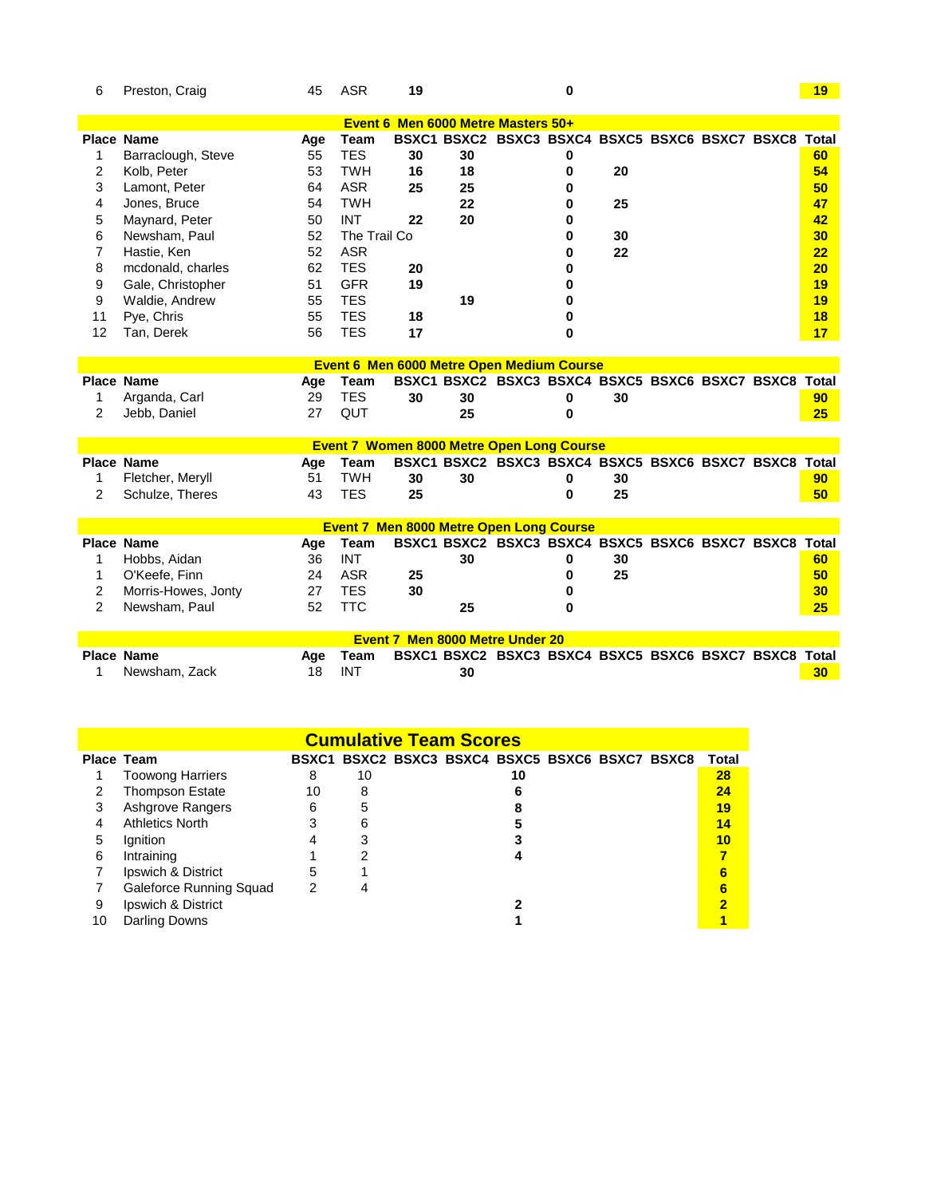| | | | | | | | | | | | | |
|---|---|---|---|---|---|---|---|---|---|---|---|---|
| 6 | Preston, Craig | 45 | ASR | 19 | | | 0 | | | | | **19** |

**Event 6 Men 6000 Metre Masters 50+**

| Place | Name | Age | Team | BSXC1 | BSXC2 | BSXC3 | BSXC4 | BSXC5 | BSXC6 | BSXC7 | BSXC8 | Total |
|---|---|---|---|---|---|---|---|---|---|---|---|---|
| 1 | Barraclough, Steve | 55 | TES | 30 | 30 | | 0 | | | | | 60 |
| 2 | Kolb, Peter | 53 | TWH | 16 | 18 | | 0 | 20 | | | | 54 |
| 3 | Lamont, Peter | 64 | ASR | 25 | 25 | | 0 | | | | | 50 |
| 4 | Jones, Bruce | 54 | TWH | | 22 | | 0 | 25 | | | | 47 |
| 5 | Maynard, Peter | 50 | INT | 22 | 20 | | 0 | | | | | 42 |
| 6 | Newsham, Paul | 52 | The Trail Co | | | | 0 | 30 | | | | 30 |
| 7 | Hastie, Ken | 52 | ASR | | | | 0 | 22 | | | | 22 |
| 8 | mcdonald, charles | 62 | TES | 20 | | | 0 | | | | | 20 |
| 9 | Gale, Christopher | 51 | GFR | 19 | | | 0 | | | | | 19 |
| 9 | Waldie, Andrew | 55 | TES | | 19 | | 0 | | | | | 19 |
| 11 | Pye, Chris | 55 | TES | 18 | | | 0 | | | | | 18 |
| 12 | Tan, Derek | 56 | TES | 17 | | | 0 | | | | | 17 |

**Event 6 Men 6000 Metre Open Medium Course**

| Place | Name | Age | Team | BSXC1 | BSXC2 | BSXC3 | BSXC4 | BSXC5 | BSXC6 | BSXC7 | BSXC8 | Total |
|---|---|---|---|---|---|---|---|---|---|---|---|---|
| 1 | Arganda, Carl | 29 | TES | 30 | 30 | | 0 | 30 | | | | 90 |
| 2 | Jebb, Daniel | 27 | QUT | | 25 | | 0 | | | | | 25 |

**Event 7 Women 8000 Metre Open Long Course**

| Place | Name | Age | Team | BSXC1 | BSXC2 | BSXC3 | BSXC4 | BSXC5 | BSXC6 | BSXC7 | BSXC8 | Total |
|---|---|---|---|---|---|---|---|---|---|---|---|---|
| 1 | Fletcher, Meryll | 51 | TWH | 30 | 30 | | 0 | 30 | | | | 90 |
| 2 | Schulze, Theres | 43 | TES | 25 | | | 0 | 25 | | | | 50 |

**Event 7 Men 8000 Metre Open Long Course**

| Place | Name | Age | Team | BSXC1 | BSXC2 | BSXC3 | BSXC4 | BSXC5 | BSXC6 | BSXC7 | BSXC8 | Total |
|---|---|---|---|---|---|---|---|---|---|---|---|---|
| 1 | Hobbs, Aidan | 36 | INT | | 30 | | 0 | 30 | | | | 60 |
| 1 | O'Keefe, Finn | 24 | ASR | 25 | | | 0 | 25 | | | | 50 |
| 2 | Morris-Howes, Jonty | 27 | TES | 30 | | | 0 | | | | | 30 |
| 2 | Newsham, Paul | 52 | TTC | | 25 | | 0 | | | | | 25 |

**Event 7 Men 8000 Metre Under 20**

| Place | Name | Age | Team | BSXC1 | BSXC2 | BSXC3 | BSXC4 | BSXC5 | BSXC6 | BSXC7 | BSXC8 | Total |
|---|---|---|---|---|---|---|---|---|---|---|---|---|
| 1 | Newsham, Zack | 18 | INT | | 30 | | | | | | | 30 |

## Cumulative Team Scores

| Place | Team | BSXC1 | BSXC2 | BSXC3 | BSXC4 | BSXC5 | BSXC6 | BSXC7 | BSXC8 | Total |
|---|---|---|---|---|---|---|---|---|---|---|
| 1 | Toowong Harriers | 8 | 10 | | | 10 | | | | 28 |
| 2 | Thompson Estate | 10 | 8 | | | 6 | | | | 24 |
| 3 | Ashgrove Rangers | 6 | 5 | | | 8 | | | | 19 |
| 4 | Athletics North | 3 | 6 | | | 5 | | | | 14 |
| 5 | Ignition | 4 | 3 | | | 3 | | | | 10 |
| 6 | Intraining | 1 | 2 | | | 4 | | | | 7 |
| 7 | Ipswich & District | 5 | 1 | | | | | | | 6 |
| 7 | Galeforce Running Squad | 2 | 4 | | | | | | | 6 |
| 9 | Ipswich & District | | | | | 2 | | | | 2 |
| 10 | Darling Downs | | | | | 1 | | | | 1 |